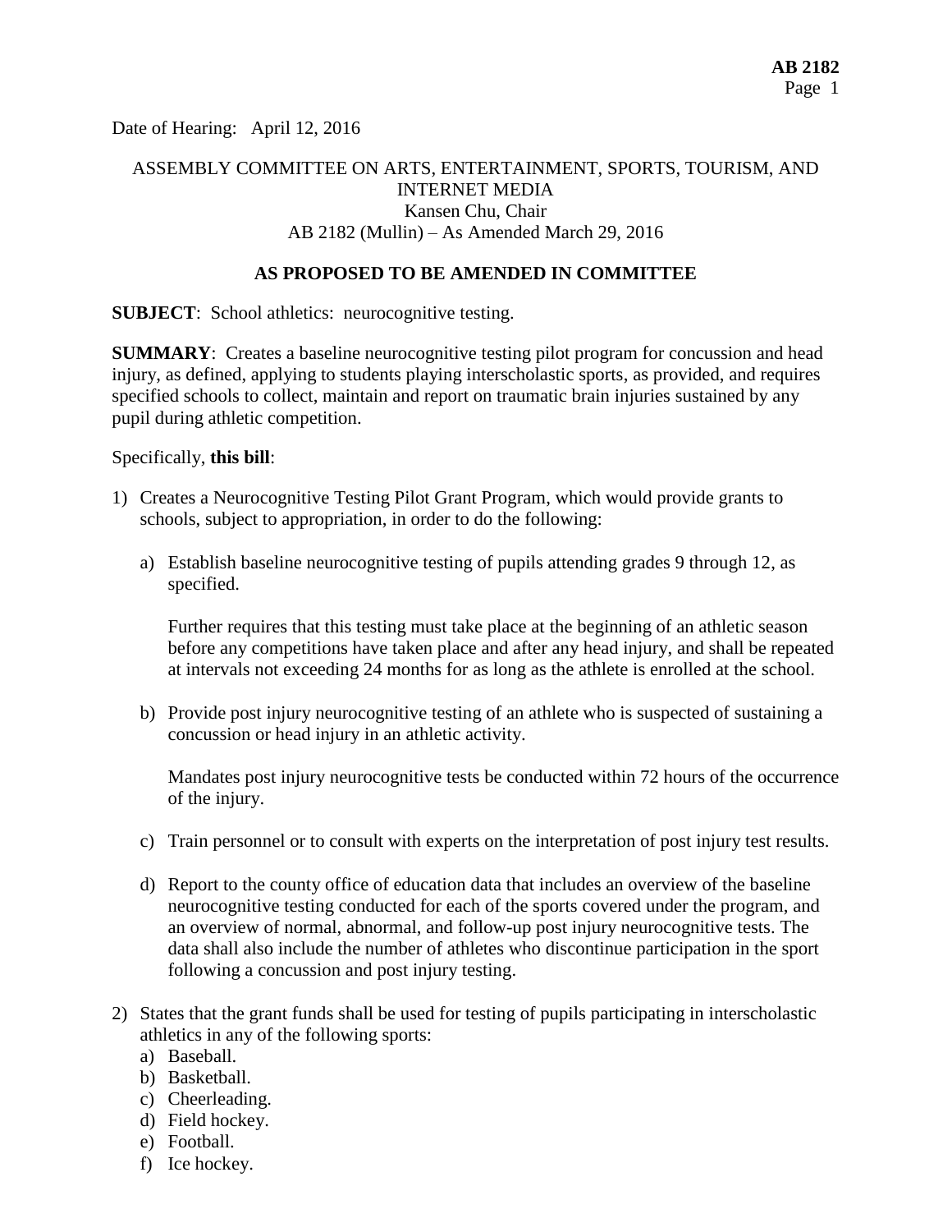Date of Hearing: April 12, 2016

ASSEMBLY COMMITTEE ON ARTS, ENTERTAINMENT, SPORTS, TOURISM, AND INTERNET MEDIA
Kansen Chu, Chair
AB 2182 (Mullin) – As Amended March 29, 2016

**AS PROPOSED TO BE AMENDED IN COMMITTEE**

**SUBJECT**: School athletics: neurocognitive testing.

**SUMMARY**: Creates a baseline neurocognitive testing pilot program for concussion and head injury, as defined, applying to students playing interscholastic sports, as provided, and requires specified schools to collect, maintain and report on traumatic brain injuries sustained by any pupil during athletic competition.

Specifically, **this bill**:

1) Creates a Neurocognitive Testing Pilot Grant Program, which would provide grants to schools, subject to appropriation, in order to do the following:

   a) Establish baseline neurocognitive testing of pupils attending grades 9 through 12, as specified.

      Further requires that this testing must take place at the beginning of an athletic season before any competitions have taken place and after any head injury, and shall be repeated at intervals not exceeding 24 months for as long as the athlete is enrolled at the school.

   b) Provide post injury neurocognitive testing of an athlete who is suspected of sustaining a concussion or head injury in an athletic activity.

      Mandates post injury neurocognitive tests be conducted within 72 hours of the occurrence of the injury.

   c) Train personnel or to consult with experts on the interpretation of post injury test results.

   d) Report to the county office of education data that includes an overview of the baseline neurocognitive testing conducted for each of the sports covered under the program, and an overview of normal, abnormal, and follow-up post injury neurocognitive tests. The data shall also include the number of athletes who discontinue participation in the sport following a concussion and post injury testing.

2) States that the grant funds shall be used for testing of pupils participating in interscholastic athletics in any of the following sports:
   a) Baseball.
   b) Basketball.
   c) Cheerleading.
   d) Field hockey.
   e) Football.
   f) Ice hockey.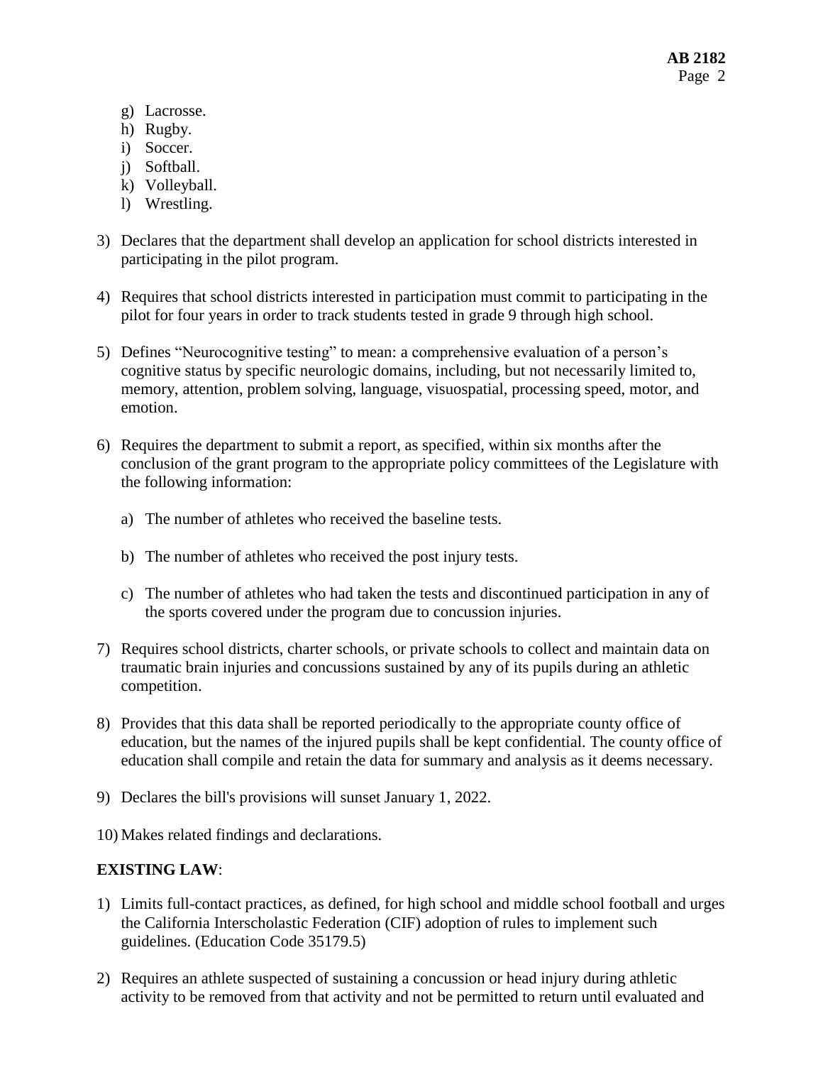g) Lacrosse.
h) Rugby.
i) Soccer.
j) Softball.
k) Volleyball.
l) Wrestling.

3) Declares that the department shall develop an application for school districts interested in participating in the pilot program.

4) Requires that school districts interested in participation must commit to participating in the pilot for four years in order to track students tested in grade 9 through high school.

5) Defines "Neurocognitive testing" to mean: a comprehensive evaluation of a person's cognitive status by specific neurologic domains, including, but not necessarily limited to, memory, attention, problem solving, language, visuospatial, processing speed, motor, and emotion.

6) Requires the department to submit a report, as specified, within six months after the conclusion of the grant program to the appropriate policy committees of the Legislature with the following information:

   a) The number of athletes who received the baseline tests.

   b) The number of athletes who received the post injury tests.

   c) The number of athletes who had taken the tests and discontinued participation in any of the sports covered under the program due to concussion injuries.

7) Requires school districts, charter schools, or private schools to collect and maintain data on traumatic brain injuries and concussions sustained by any of its pupils during an athletic competition.

8) Provides that this data shall be reported periodically to the appropriate county office of education, but the names of the injured pupils shall be kept confidential. The county office of education shall compile and retain the data for summary and analysis as it deems necessary.

9) Declares the bill's provisions will sunset January 1, 2022.

10) Makes related findings and declarations.

**EXISTING LAW**:

1) Limits full-contact practices, as defined, for high school and middle school football and urges the California Interscholastic Federation (CIF) adoption of rules to implement such guidelines. (Education Code 35179.5)

2) Requires an athlete suspected of sustaining a concussion or head injury during athletic activity to be removed from that activity and not be permitted to return until evaluated and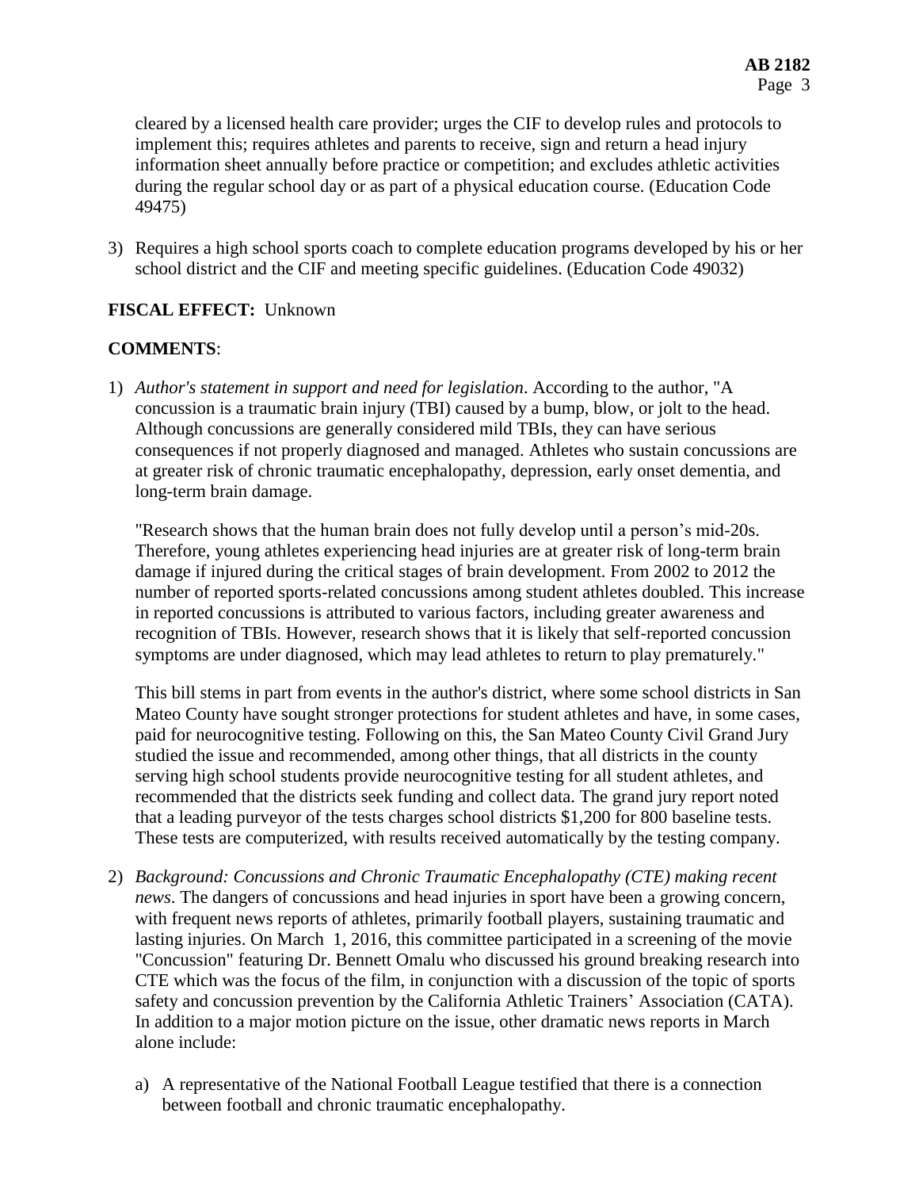cleared by a licensed health care provider; urges the CIF to develop rules and protocols to implement this; requires athletes and parents to receive, sign and return a head injury information sheet annually before practice or competition; and excludes athletic activities during the regular school day or as part of a physical education course. (Education Code 49475)

3) Requires a high school sports coach to complete education programs developed by his or her school district and the CIF and meeting specific guidelines. (Education Code 49032)

**FISCAL EFFECT:** Unknown

**COMMENTS**:

1) *Author's statement in support and need for legislation*. According to the author, "A concussion is a traumatic brain injury (TBI) caused by a bump, blow, or jolt to the head. Although concussions are generally considered mild TBIs, they can have serious consequences if not properly diagnosed and managed. Athletes who sustain concussions are at greater risk of chronic traumatic encephalopathy, depression, early onset dementia, and long-term brain damage.

   "Research shows that the human brain does not fully develop until a person's mid-20s. Therefore, young athletes experiencing head injuries are at greater risk of long-term brain damage if injured during the critical stages of brain development. From 2002 to 2012 the number of reported sports-related concussions among student athletes doubled. This increase in reported concussions is attributed to various factors, including greater awareness and recognition of TBIs. However, research shows that it is likely that self-reported concussion symptoms are under diagnosed, which may lead athletes to return to play prematurely."

   This bill stems in part from events in the author's district, where some school districts in San Mateo County have sought stronger protections for student athletes and have, in some cases, paid for neurocognitive testing. Following on this, the San Mateo County Civil Grand Jury studied the issue and recommended, among other things, that all districts in the county serving high school students provide neurocognitive testing for all student athletes, and recommended that the districts seek funding and collect data. The grand jury report noted that a leading purveyor of the tests charges school districts $1,200 for 800 baseline tests. These tests are computerized, with results received automatically by the testing company.

2) *Background: Concussions and Chronic Traumatic Encephalopathy (CTE) making recent news*. The dangers of concussions and head injuries in sport have been a growing concern, with frequent news reports of athletes, primarily football players, sustaining traumatic and lasting injuries. On March 1, 2016, this committee participated in a screening of the movie "Concussion" featuring Dr. Bennett Omalu who discussed his ground breaking research into CTE which was the focus of the film, in conjunction with a discussion of the topic of sports safety and concussion prevention by the California Athletic Trainers' Association (CATA). In addition to a major motion picture on the issue, other dramatic news reports in March alone include:

   a) A representative of the National Football League testified that there is a connection between football and chronic traumatic encephalopathy.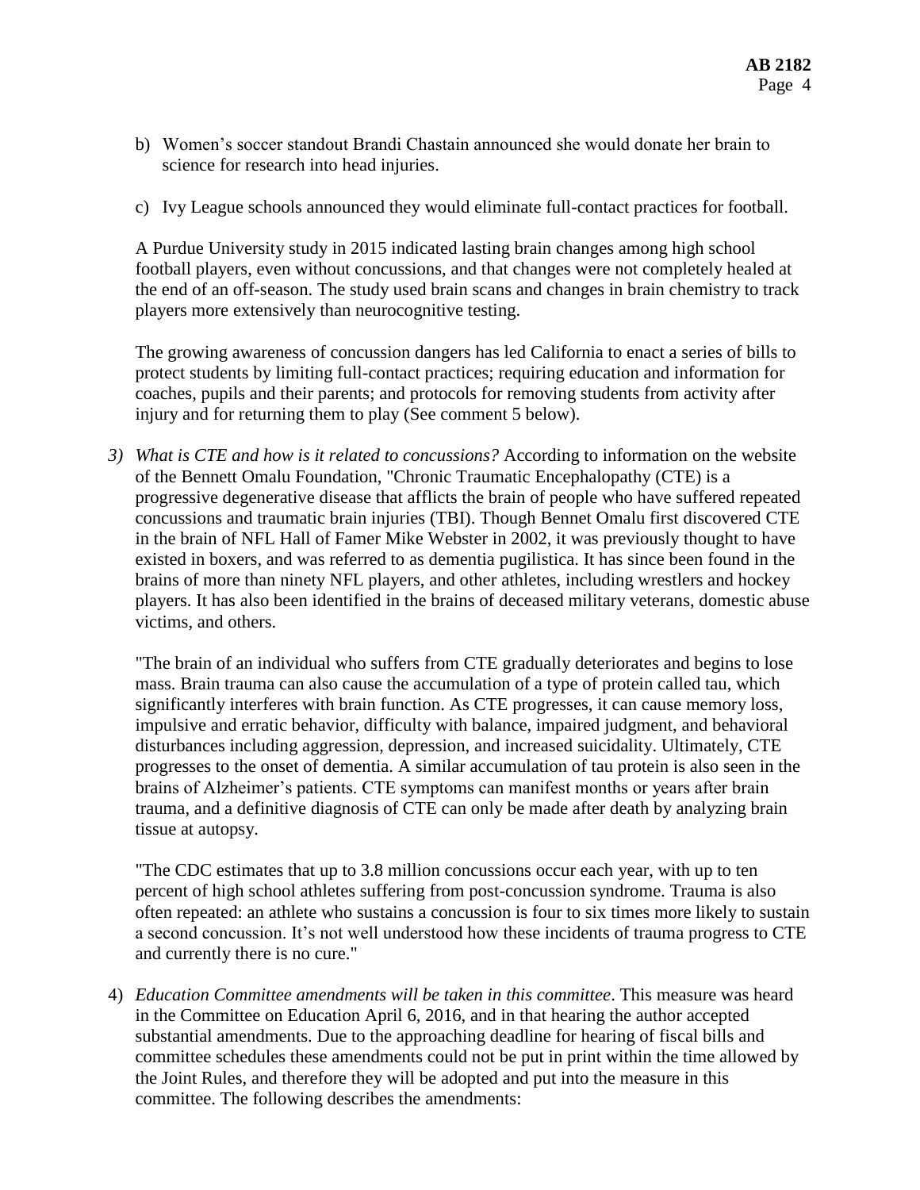b) Women's soccer standout Brandi Chastain announced she would donate her brain to science for research into head injuries.

c) Ivy League schools announced they would eliminate full-contact practices for football.

A Purdue University study in 2015 indicated lasting brain changes among high school football players, even without concussions, and that changes were not completely healed at the end of an off-season. The study used brain scans and changes in brain chemistry to track players more extensively than neurocognitive testing.

The growing awareness of concussion dangers has led California to enact a series of bills to protect students by limiting full-contact practices; requiring education and information for coaches, pupils and their parents; and protocols for removing students from activity after injury and for returning them to play (See comment 5 below).

3) *What is CTE and how is it related to concussions?* According to information on the website of the Bennett Omalu Foundation, "Chronic Traumatic Encephalopathy (CTE) is a progressive degenerative disease that afflicts the brain of people who have suffered repeated concussions and traumatic brain injuries (TBI). Though Bennet Omalu first discovered CTE in the brain of NFL Hall of Famer Mike Webster in 2002, it was previously thought to have existed in boxers, and was referred to as dementia pugilistica. It has since been found in the brains of more than ninety NFL players, and other athletes, including wrestlers and hockey players. It has also been identified in the brains of deceased military veterans, domestic abuse victims, and others.

   "The brain of an individual who suffers from CTE gradually deteriorates and begins to lose mass. Brain trauma can also cause the accumulation of a type of protein called tau, which significantly interferes with brain function. As CTE progresses, it can cause memory loss, impulsive and erratic behavior, difficulty with balance, impaired judgment, and behavioral disturbances including aggression, depression, and increased suicidality. Ultimately, CTE progresses to the onset of dementia. A similar accumulation of tau protein is also seen in the brains of Alzheimer's patients. CTE symptoms can manifest months or years after brain trauma, and a definitive diagnosis of CTE can only be made after death by analyzing brain tissue at autopsy.

   "The CDC estimates that up to 3.8 million concussions occur each year, with up to ten percent of high school athletes suffering from post-concussion syndrome. Trauma is also often repeated: an athlete who sustains a concussion is four to six times more likely to sustain a second concussion. It's not well understood how these incidents of trauma progress to CTE and currently there is no cure."

4) *Education Committee amendments will be taken in this committee*. This measure was heard in the Committee on Education April 6, 2016, and in that hearing the author accepted substantial amendments. Due to the approaching deadline for hearing of fiscal bills and committee schedules these amendments could not be put in print within the time allowed by the Joint Rules, and therefore they will be adopted and put into the measure in this committee. The following describes the amendments: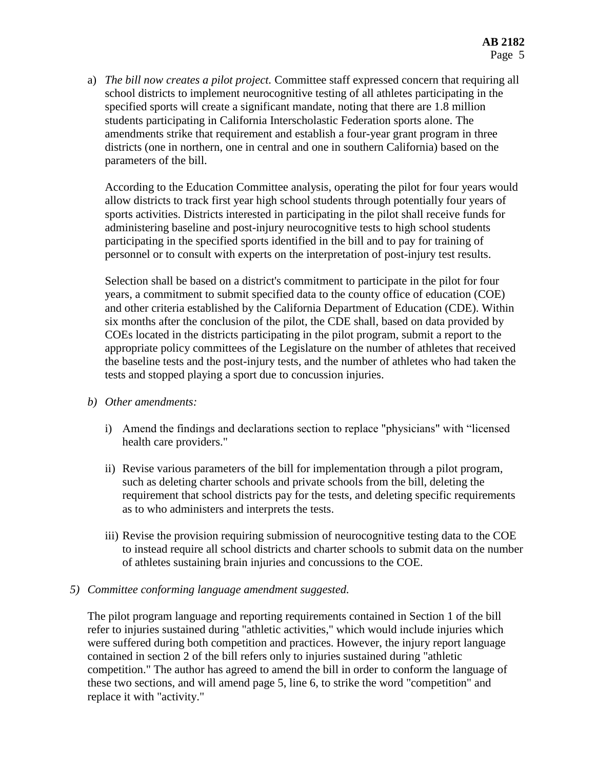a) *The bill now creates a pilot project.* Committee staff expressed concern that requiring all school districts to implement neurocognitive testing of all athletes participating in the specified sports will create a significant mandate, noting that there are 1.8 million students participating in California Interscholastic Federation sports alone. The amendments strike that requirement and establish a four-year grant program in three districts (one in northern, one in central and one in southern California) based on the parameters of the bill.

   According to the Education Committee analysis, operating the pilot for four years would allow districts to track first year high school students through potentially four years of sports activities. Districts interested in participating in the pilot shall receive funds for administering baseline and post-injury neurocognitive tests to high school students participating in the specified sports identified in the bill and to pay for training of personnel or to consult with experts on the interpretation of post-injury test results.

   Selection shall be based on a district's commitment to participate in the pilot for four years, a commitment to submit specified data to the county office of education (COE) and other criteria established by the California Department of Education (CDE). Within six months after the conclusion of the pilot, the CDE shall, based on data provided by COEs located in the districts participating in the pilot program, submit a report to the appropriate policy committees of the Legislature on the number of athletes that received the baseline tests and the post-injury tests, and the number of athletes who had taken the tests and stopped playing a sport due to concussion injuries.

b) *Other amendments:*

   i) Amend the findings and declarations section to replace "physicians" with "licensed health care providers."

   ii) Revise various parameters of the bill for implementation through a pilot program, such as deleting charter schools and private schools from the bill, deleting the requirement that school districts pay for the tests, and deleting specific requirements as to who administers and interprets the tests.

   iii) Revise the provision requiring submission of neurocognitive testing data to the COE to instead require all school districts and charter schools to submit data on the number of athletes sustaining brain injuries and concussions to the COE.

5) *Committee conforming language amendment suggested.*

The pilot program language and reporting requirements contained in Section 1 of the bill refer to injuries sustained during "athletic activities," which would include injuries which were suffered during both competition and practices. However, the injury report language contained in section 2 of the bill refers only to injuries sustained during "athletic competition." The author has agreed to amend the bill in order to conform the language of these two sections, and will amend page 5, line 6, to strike the word "competition" and replace it with "activity."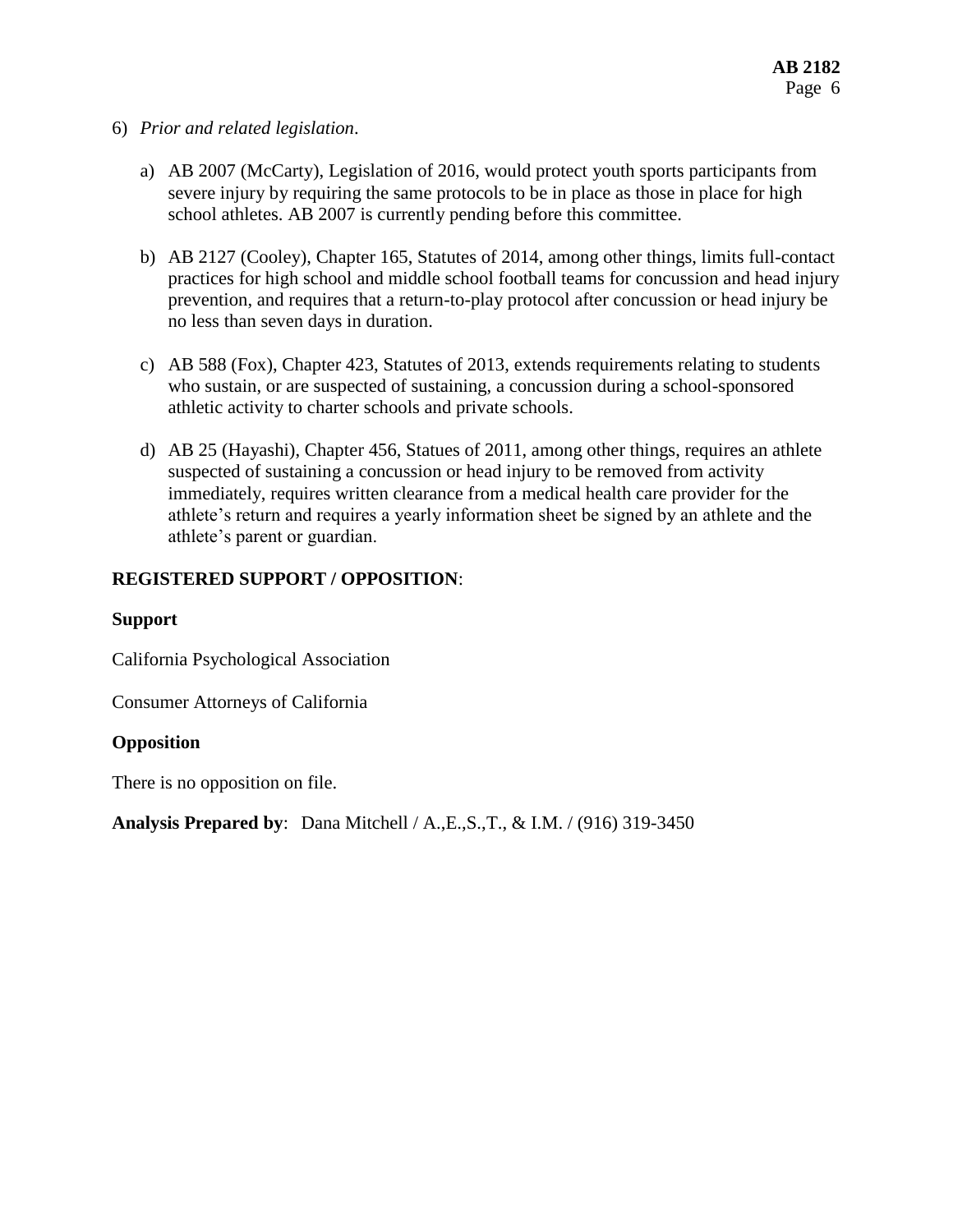6) *Prior and related legislation*.

   a) AB 2007 (McCarty), Legislation of 2016, would protect youth sports participants from severe injury by requiring the same protocols to be in place as those in place for high school athletes. AB 2007 is currently pending before this committee.

   b) AB 2127 (Cooley), Chapter 165, Statutes of 2014, among other things, limits full-contact practices for high school and middle school football teams for concussion and head injury prevention, and requires that a return-to-play protocol after concussion or head injury be no less than seven days in duration.

   c) AB 588 (Fox), Chapter 423, Statutes of 2013, extends requirements relating to students who sustain, or are suspected of sustaining, a concussion during a school-sponsored athletic activity to charter schools and private schools.

   d) AB 25 (Hayashi), Chapter 456, Statues of 2011, among other things, requires an athlete suspected of sustaining a concussion or head injury to be removed from activity immediately, requires written clearance from a medical health care provider for the athlete's return and requires a yearly information sheet be signed by an athlete and the athlete's parent or guardian.

**REGISTERED SUPPORT / OPPOSITION**:

**Support**

California Psychological Association

Consumer Attorneys of California

**Opposition**

There is no opposition on file.

**Analysis Prepared by**: Dana Mitchell / A.,E.,S.,T., & I.M. / (916) 319-3450